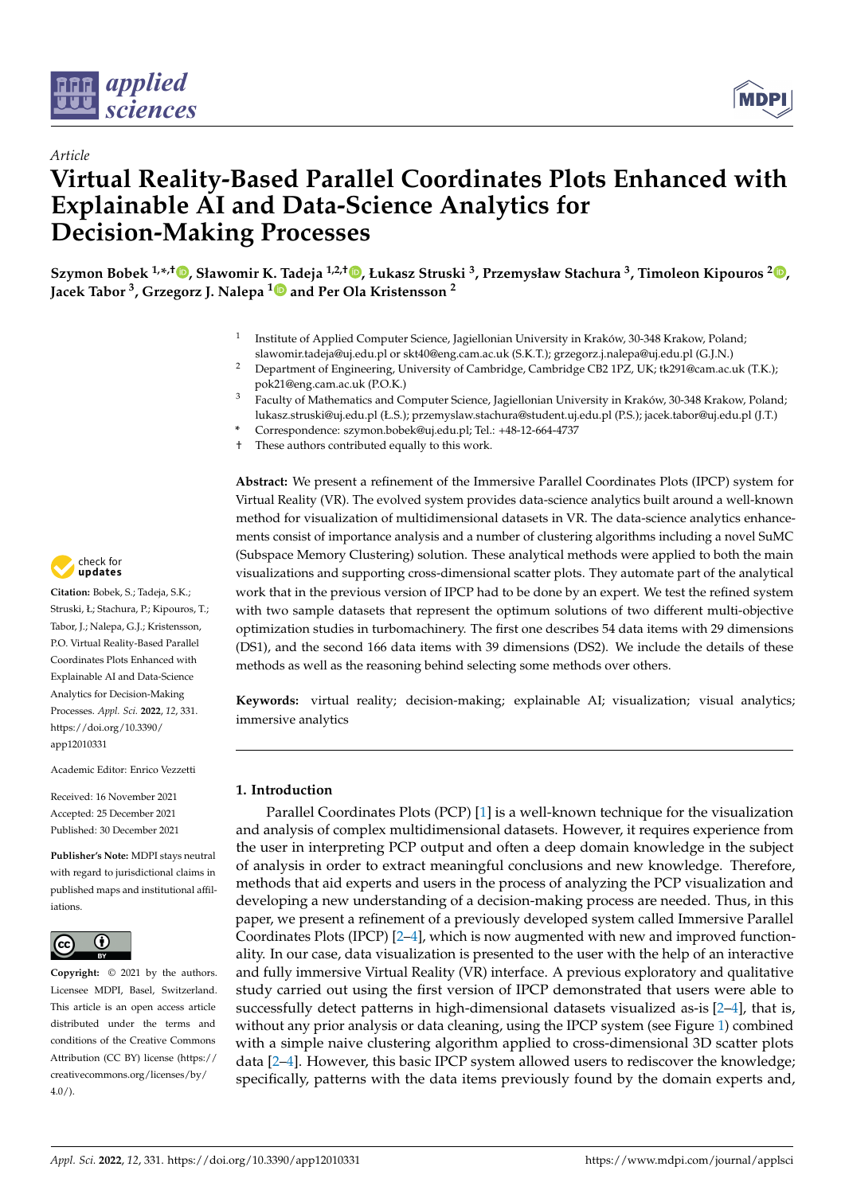*Article*

# Virtual Reality-Based Parallel Coordinates Plots Enhanced with Explainable AI and Data-Science Analytics for Decision-Making Processes

**Szymon Bobek [1,*,†], Sławomir K. Tadeja [1,2,†], Łukasz Struski [3], Przemysław Stachura [3], Timoleon Kipouros [2], Jacek Tabor [3], Grzegorz J. Nalepa [1] and Per Ola Kristensson [2]**

[1] Institute of Applied Computer Science, Jagiellonian University in Kraków, 30-348 Krakow, Poland; slawomir.tadeja@uj.edu.pl or skt40@eng.cam.ac.uk (S.K.T.); grzegorz.j.nalepa@uj.edu.pl (G.J.N.)
[2] Department of Engineering, University of Cambridge, Cambridge CB2 1PZ, UK; tk291@cam.ac.uk (T.K.); pok21@eng.cam.ac.uk (P.O.K.)
[3] Faculty of Mathematics and Computer Science, Jagiellonian University in Kraków, 30-348 Krakow, Poland; lukasz.struski@uj.edu.pl (Ł.S.); przemyslaw.stachura@student.uj.edu.pl (P.S.); jacek.tabor@uj.edu.pl (J.T.)
* Correspondence: szymon.bobek@uj.edu.pl; Tel.: +48-12-664-4737
† These authors contributed equally to this work.

**Citation:** Bobek, S.; Tadeja, S.K.; Struski, Ł.; Stachura, P.; Kipouros, T.; Tabor, J.; Nalepa, G.J.; Kristensson, P.O. Virtual Reality-Based Parallel Coordinates Plots Enhanced with Explainable AI and Data-Science Analytics for Decision-Making Processes. *Appl. Sci.* **2022**, *12*, 331. https://doi.org/10.3390/app12010331

Academic Editor: Enrico Vezzetti

Received: 16 November 2021
Accepted: 25 December 2021
Published: 30 December 2021

**Publisher's Note:** MDPI stays neutral with regard to jurisdictional claims in published maps and institutional affiliations.

**Copyright:** © 2021 by the authors. Licensee MDPI, Basel, Switzerland. This article is an open access article distributed under the terms and conditions of the Creative Commons Attribution (CC BY) license (https://creativecommons.org/licenses/by/4.0/).

**Abstract:** We present a refinement of the Immersive Parallel Coordinates Plots (IPCP) system for Virtual Reality (VR). The evolved system provides data-science analytics built around a well-known method for visualization of multidimensional datasets in VR. The data-science analytics enhancements consist of importance analysis and a number of clustering algorithms including a novel SuMC (Subspace Memory Clustering) solution. These analytical methods were applied to both the main visualizations and supporting cross-dimensional scatter plots. They automate part of the analytical work that in the previous version of IPCP had to be done by an expert. We test the refined system with two sample datasets that represent the optimum solutions of two different multi-objective optimization studies in turbomachinery. The first one describes 54 data items with 29 dimensions (DS1), and the second 166 data items with 39 dimensions (DS2). We include the details of these methods as well as the reasoning behind selecting some methods over others.

**Keywords:** virtual reality; decision-making; explainable AI; visualization; visual analytics; immersive analytics

## 1. Introduction

Parallel Coordinates Plots (PCP) [1] is a well-known technique for the visualization and analysis of complex multidimensional datasets. However, it requires experience from the user in interpreting PCP output and often a deep domain knowledge in the subject of analysis in order to extract meaningful conclusions and new knowledge. Therefore, methods that aid experts and users in the process of analyzing the PCP visualization and developing a new understanding of a decision-making process are needed. Thus, in this paper, we present a refinement of a previously developed system called Immersive Parallel Coordinates Plots (IPCP) [2–4], which is now augmented with new and improved functionality. In our case, data visualization is presented to the user with the help of an interactive and fully immersive Virtual Reality (VR) interface. A previous exploratory and qualitative study carried out using the first version of IPCP demonstrated that users were able to successfully detect patterns in high-dimensional datasets visualized as-is [2–4], that is, without any prior analysis or data cleaning, using the IPCP system (see Figure 1) combined with a simple naive clustering algorithm applied to cross-dimensional 3D scatter plots data [2–4]. However, this basic IPCP system allowed users to rediscover the knowledge; specifically, patterns with the data items previously found by the domain experts and,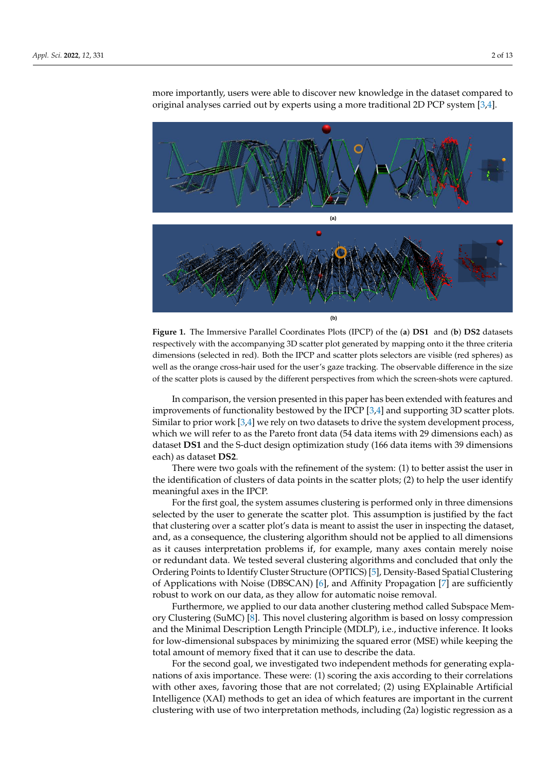more importantly, users were able to discover new knowledge in the dataset compared to original analyses carried out by experts using a more traditional 2D PCP system [3,4].

(a)

(b)

**Figure 1.** The Immersive Parallel Coordinates Plots (IPCP) of the (**a**) **DS1** and (**b**) **DS2** datasets respectively with the accompanying 3D scatter plot generated by mapping onto it the three criteria dimensions (selected in red). Both the IPCP and scatter plots selectors are visible (red spheres) as well as the orange cross-hair used for the user's gaze tracking. The observable difference in the size of the scatter plots is caused by the different perspectives from which the screen-shots were captured.

In comparison, the version presented in this paper has been extended with features and improvements of functionality bestowed by the IPCP [3,4] and supporting 3D scatter plots. Similar to prior work [3,4] we rely on two datasets to drive the system development process, which we will refer to as the Pareto front data (54 data items with 29 dimensions each) as dataset **DS1** and the S-duct design optimization study (166 data items with 39 dimensions each) as dataset **DS2**.

There were two goals with the refinement of the system: (1) to better assist the user in the identification of clusters of data points in the scatter plots; (2) to help the user identify meaningful axes in the IPCP.

For the first goal, the system assumes clustering is performed only in three dimensions selected by the user to generate the scatter plot. This assumption is justified by the fact that clustering over a scatter plot's data is meant to assist the user in inspecting the dataset, and, as a consequence, the clustering algorithm should not be applied to all dimensions as it causes interpretation problems if, for example, many axes contain merely noise or redundant data. We tested several clustering algorithms and concluded that only the Ordering Points to Identify Cluster Structure (OPTICS) [5], Density-Based Spatial Clustering of Applications with Noise (DBSCAN) [6], and Affinity Propagation [7] are sufficiently robust to work on our data, as they allow for automatic noise removal.

Furthermore, we applied to our data another clustering method called Subspace Memory Clustering (SuMC) [8]. This novel clustering algorithm is based on lossy compression and the Minimal Description Length Principle (MDLP), i.e., inductive inference. It looks for low-dimensional subspaces by minimizing the squared error (MSE) while keeping the total amount of memory fixed that it can use to describe the data.

For the second goal, we investigated two independent methods for generating explanations of axis importance. These were: (1) scoring the axis according to their correlations with other axes, favoring those that are not correlated; (2) using EXplainable Artificial Intelligence (XAI) methods to get an idea of which features are important in the current clustering with use of two interpretation methods, including (2a) logistic regression as a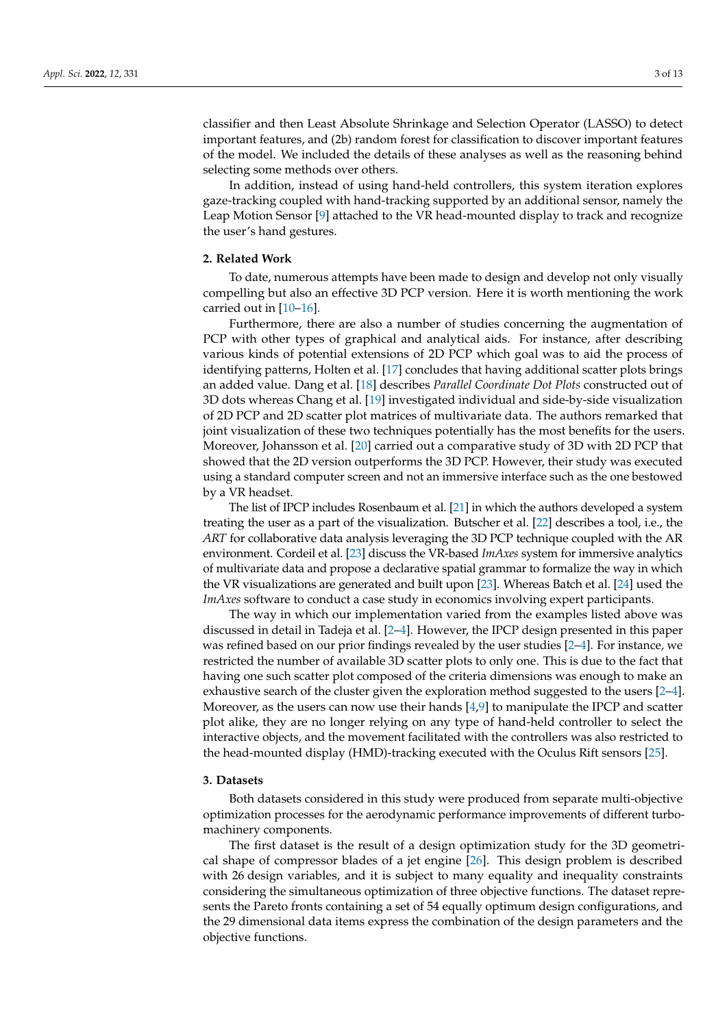classifier and then Least Absolute Shrinkage and Selection Operator (LASSO) to detect important features, and (2b) random forest for classification to discover important features of the model. We included the details of these analyses as well as the reasoning behind selecting some methods over others.

In addition, instead of using hand-held controllers, this system iteration explores gaze-tracking coupled with hand-tracking supported by an additional sensor, namely the Leap Motion Sensor [9] attached to the VR head-mounted display to track and recognize the user's hand gestures.

## 2. Related Work

To date, numerous attempts have been made to design and develop not only visually compelling but also an effective 3D PCP version. Here it is worth mentioning the work carried out in [10–16].

Furthermore, there are also a number of studies concerning the augmentation of PCP with other types of graphical and analytical aids. For instance, after describing various kinds of potential extensions of 2D PCP which goal was to aid the process of identifying patterns, Holten et al. [17] concludes that having additional scatter plots brings an added value. Dang et al. [18] describes *Parallel Coordinate Dot Plots* constructed out of 3D dots whereas Chang et al. [19] investigated individual and side-by-side visualization of 2D PCP and 2D scatter plot matrices of multivariate data. The authors remarked that joint visualization of these two techniques potentially has the most benefits for the users. Moreover, Johansson et al. [20] carried out a comparative study of 3D with 2D PCP that showed that the 2D version outperforms the 3D PCP. However, their study was executed using a standard computer screen and not an immersive interface such as the one bestowed by a VR headset.

The list of IPCP includes Rosenbaum et al. [21] in which the authors developed a system treating the user as a part of the visualization. Butscher et al. [22] describes a tool, i.e., the *ART* for collaborative data analysis leveraging the 3D PCP technique coupled with the AR environment. Cordeil et al. [23] discuss the VR-based *ImAxes* system for immersive analytics of multivariate data and propose a declarative spatial grammar to formalize the way in which the VR visualizations are generated and built upon [23]. Whereas Batch et al. [24] used the *ImAxes* software to conduct a case study in economics involving expert participants.

The way in which our implementation varied from the examples listed above was discussed in detail in Tadeja et al. [2–4]. However, the IPCP design presented in this paper was refined based on our prior findings revealed by the user studies [2–4]. For instance, we restricted the number of available 3D scatter plots to only one. This is due to the fact that having one such scatter plot composed of the criteria dimensions was enough to make an exhaustive search of the cluster given the exploration method suggested to the users [2–4]. Moreover, as the users can now use their hands [4,9] to manipulate the IPCP and scatter plot alike, they are no longer relying on any type of hand-held controller to select the interactive objects, and the movement facilitated with the controllers was also restricted to the head-mounted display (HMD)-tracking executed with the Oculus Rift sensors [25].

## 3. Datasets

Both datasets considered in this study were produced from separate multi-objective optimization processes for the aerodynamic performance improvements of different turbomachinery components.

The first dataset is the result of a design optimization study for the 3D geometrical shape of compressor blades of a jet engine [26]. This design problem is described with 26 design variables, and it is subject to many equality and inequality constraints considering the simultaneous optimization of three objective functions. The dataset represents the Pareto fronts containing a set of 54 equally optimum design configurations, and the 29 dimensional data items express the combination of the design parameters and the objective functions.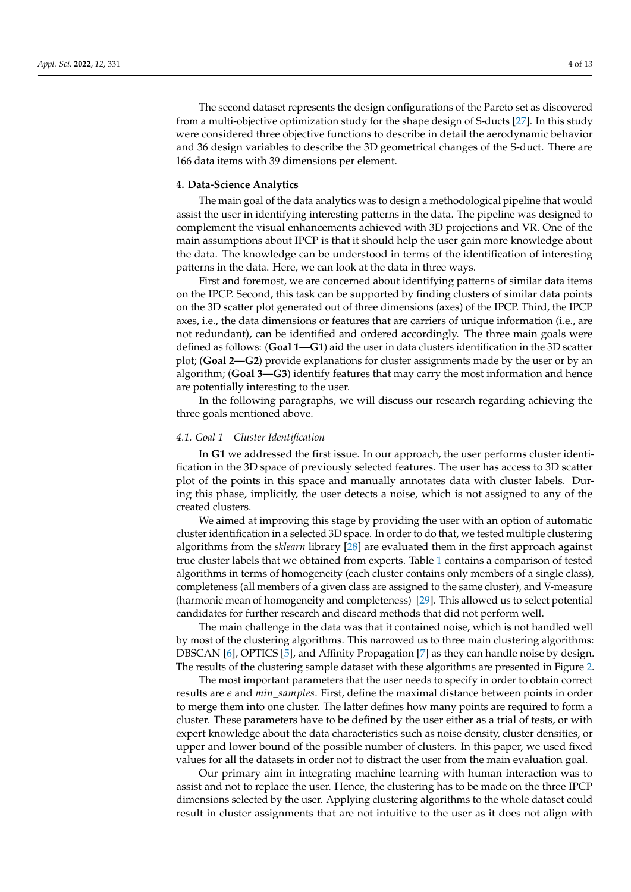The second dataset represents the design configurations of the Pareto set as discovered from a multi-objective optimization study for the shape design of S-ducts [27]. In this study were considered three objective functions to describe in detail the aerodynamic behavior and 36 design variables to describe the 3D geometrical changes of the S-duct. There are 166 data items with 39 dimensions per element.

## 4. Data-Science Analytics

The main goal of the data analytics was to design a methodological pipeline that would assist the user in identifying interesting patterns in the data. The pipeline was designed to complement the visual enhancements achieved with 3D projections and VR. One of the main assumptions about IPCP is that it should help the user gain more knowledge about the data. The knowledge can be understood in terms of the identification of interesting patterns in the data. Here, we can look at the data in three ways.

First and foremost, we are concerned about identifying patterns of similar data items on the IPCP. Second, this task can be supported by finding clusters of similar data points on the 3D scatter plot generated out of three dimensions (axes) of the IPCP. Third, the IPCP axes, i.e., the data dimensions or features that are carriers of unique information (i.e., are not redundant), can be identified and ordered accordingly. The three main goals were defined as follows: (**Goal 1—G1**) aid the user in data clusters identification in the 3D scatter plot; (**Goal 2—G2**) provide explanations for cluster assignments made by the user or by an algorithm; (**Goal 3—G3**) identify features that may carry the most information and hence are potentially interesting to the user.

In the following paragraphs, we will discuss our research regarding achieving the three goals mentioned above.

### 4.1. Goal 1—Cluster Identification

In **G1** we addressed the first issue. In our approach, the user performs cluster identification in the 3D space of previously selected features. The user has access to 3D scatter plot of the points in this space and manually annotates data with cluster labels. During this phase, implicitly, the user detects a noise, which is not assigned to any of the created clusters.

We aimed at improving this stage by providing the user with an option of automatic cluster identification in a selected 3D space. In order to do that, we tested multiple clustering algorithms from the *sklearn* library [28] are evaluated them in the first approach against true cluster labels that we obtained from experts. Table 1 contains a comparison of tested algorithms in terms of homogeneity (each cluster contains only members of a single class), completeness (all members of a given class are assigned to the same cluster), and V-measure (harmonic mean of homogeneity and completeness) [29]. This allowed us to select potential candidates for further research and discard methods that did not perform well.

The main challenge in the data was that it contained noise, which is not handled well by most of the clustering algorithms. This narrowed us to three main clustering algorithms: DBSCAN [6], OPTICS [5], and Affinity Propagation [7] as they can handle noise by design. The results of the clustering sample dataset with these algorithms are presented in Figure 2.

The most important parameters that the user needs to specify in order to obtain correct results are $\epsilon$ and *min_samples*. First, define the maximal distance between points in order to merge them into one cluster. The latter defines how many points are required to form a cluster. These parameters have to be defined by the user either as a trial of tests, or with expert knowledge about the data characteristics such as noise density, cluster densities, or upper and lower bound of the possible number of clusters. In this paper, we used fixed values for all the datasets in order not to distract the user from the main evaluation goal.

Our primary aim in integrating machine learning with human interaction was to assist and not to replace the user. Hence, the clustering has to be made on the three IPCP dimensions selected by the user. Applying clustering algorithms to the whole dataset could result in cluster assignments that are not intuitive to the user as it does not align with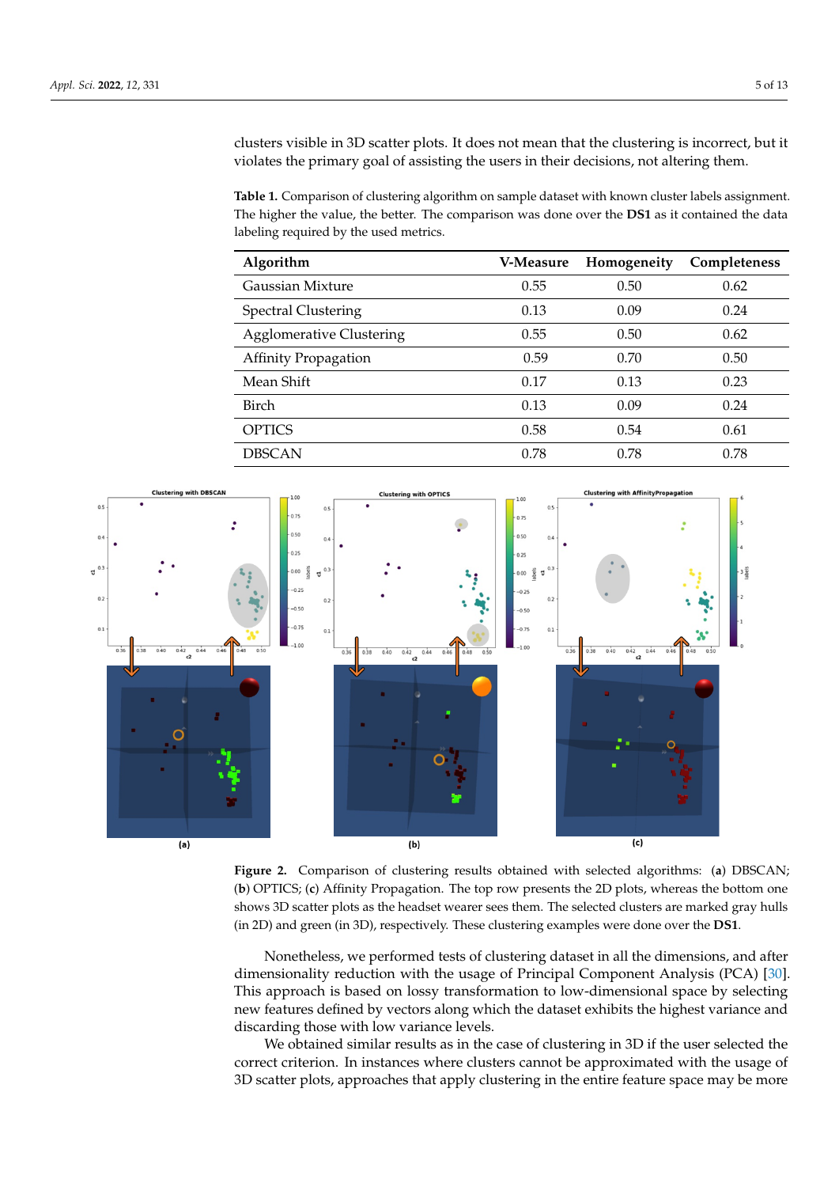clusters visible in 3D scatter plots. It does not mean that the clustering is incorrect, but it violates the primary goal of assisting the users in their decisions, not altering them.

**Table 1.** Comparison of clustering algorithm on sample dataset with known cluster labels assignment. The higher the value, the better. The comparison was done over the **DS1** as it contained the data labeling required by the used metrics.

| Algorithm | V-Measure | Homogeneity | Completeness |
|---|---|---|---|
| Gaussian Mixture | 0.55 | 0.50 | 0.62 |
| Spectral Clustering | 0.13 | 0.09 | 0.24 |
| Agglomerative Clustering | 0.55 | 0.50 | 0.62 |
| Affinity Propagation | 0.59 | 0.70 | 0.50 |
| Mean Shift | 0.17 | 0.13 | 0.23 |
| Birch | 0.13 | 0.09 | 0.24 |
| OPTICS | 0.58 | 0.54 | 0.61 |
| DBSCAN | 0.78 | 0.78 | 0.78 |

**Figure 2.** Comparison of clustering results obtained with selected algorithms: (**a**) DBSCAN; (**b**) OPTICS; (**c**) Affinity Propagation. The top row presents the 2D plots, whereas the bottom one shows 3D scatter plots as the headset wearer sees them. The selected clusters are marked gray hulls (in 2D) and green (in 3D), respectively. These clustering examples were done over the **DS1**.

Nonetheless, we performed tests of clustering dataset in all the dimensions, and after dimensionality reduction with the usage of Principal Component Analysis (PCA) [30]. This approach is based on lossy transformation to low-dimensional space by selecting new features defined by vectors along which the dataset exhibits the highest variance and discarding those with low variance levels.

We obtained similar results as in the case of clustering in 3D if the user selected the correct criterion. In instances where clusters cannot be approximated with the usage of 3D scatter plots, approaches that apply clustering in the entire feature space may be more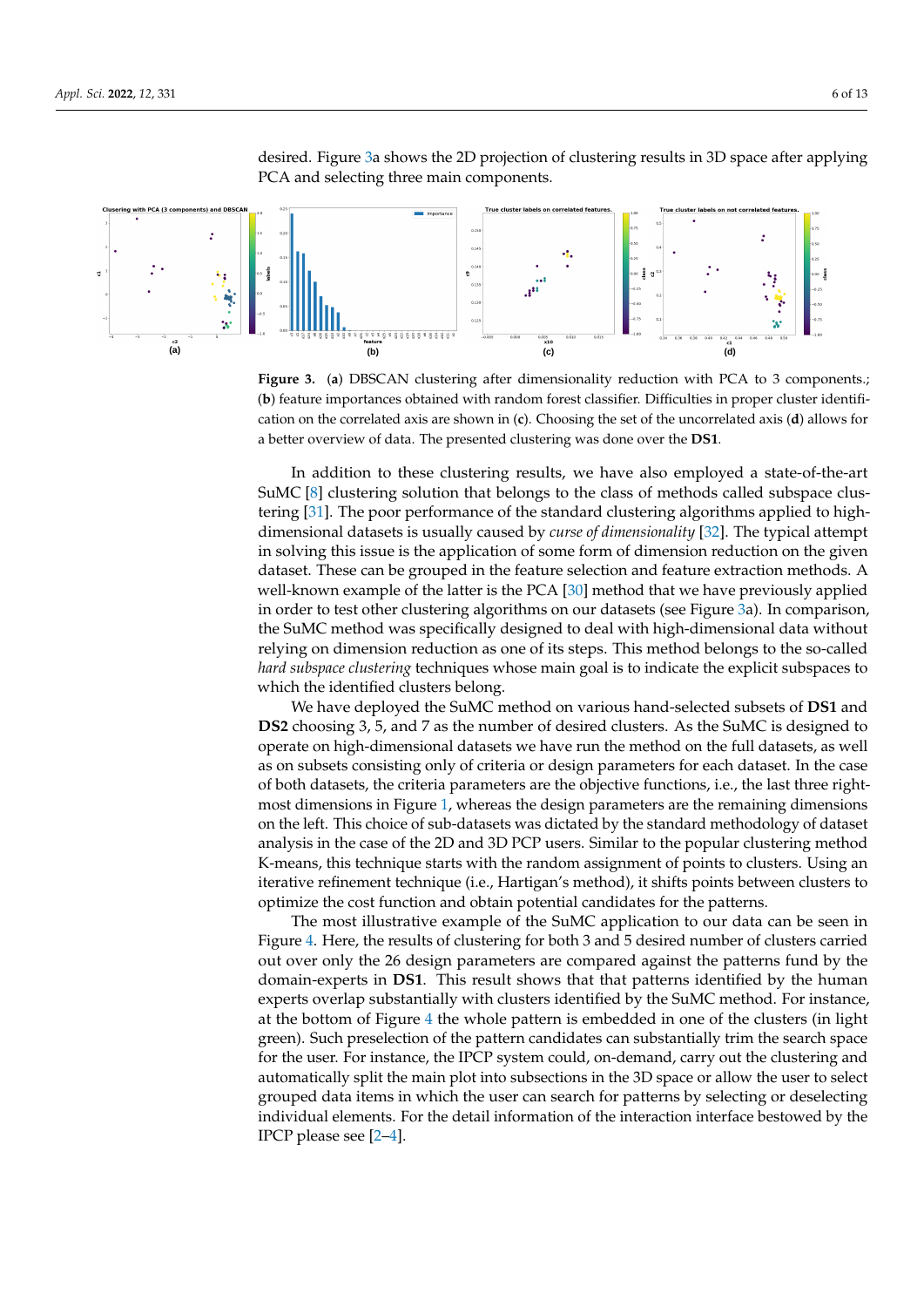desired. Figure 3a shows the 2D projection of clustering results in 3D space after applying PCA and selecting three main components.

**Figure 3.** (**a**) DBSCAN clustering after dimensionality reduction with PCA to 3 components.; (**b**) feature importances obtained with random forest classifier. Difficulties in proper cluster identification on the correlated axis are shown in (**c**). Choosing the set of the uncorrelated axis (**d**) allows for a better overview of data. The presented clustering was done over the **DS1**.

In addition to these clustering results, we have also employed a state-of-the-art SuMC [8] clustering solution that belongs to the class of methods called subspace clustering [31]. The poor performance of the standard clustering algorithms applied to high-dimensional datasets is usually caused by *curse of dimensionality* [32]. The typical attempt in solving this issue is the application of some form of dimension reduction on the given dataset. These can be grouped in the feature selection and feature extraction methods. A well-known example of the latter is the PCA [30] method that we have previously applied in order to test other clustering algorithms on our datasets (see Figure 3a). In comparison, the SuMC method was specifically designed to deal with high-dimensional data without relying on dimension reduction as one of its steps. This method belongs to the so-called *hard subspace clustering* techniques whose main goal is to indicate the explicit subspaces to which the identified clusters belong.

We have deployed the SuMC method on various hand-selected subsets of **DS1** and **DS2** choosing 3, 5, and 7 as the number of desired clusters. As the SuMC is designed to operate on high-dimensional datasets we have run the method on the full datasets, as well as on subsets consisting only of criteria or design parameters for each dataset. In the case of both datasets, the criteria parameters are the objective functions, i.e., the last three rightmost dimensions in Figure 1, whereas the design parameters are the remaining dimensions on the left. This choice of sub-datasets was dictated by the standard methodology of dataset analysis in the case of the 2D and 3D PCP users. Similar to the popular clustering method K-means, this technique starts with the random assignment of points to clusters. Using an iterative refinement technique (i.e., Hartigan's method), it shifts points between clusters to optimize the cost function and obtain potential candidates for the patterns.

The most illustrative example of the SuMC application to our data can be seen in Figure 4. Here, the results of clustering for both 3 and 5 desired number of clusters carried out over only the 26 design parameters are compared against the patterns fund by the domain-experts in **DS1**. This result shows that that patterns identified by the human experts overlap substantially with clusters identified by the SuMC method. For instance, at the bottom of Figure 4 the whole pattern is embedded in one of the clusters (in light green). Such preselection of the pattern candidates can substantially trim the search space for the user. For instance, the IPCP system could, on-demand, carry out the clustering and automatically split the main plot into subsections in the 3D space or allow the user to select grouped data items in which the user can search for patterns by selecting or deselecting individual elements. For the detail information of the interaction interface bestowed by the IPCP please see [2–4].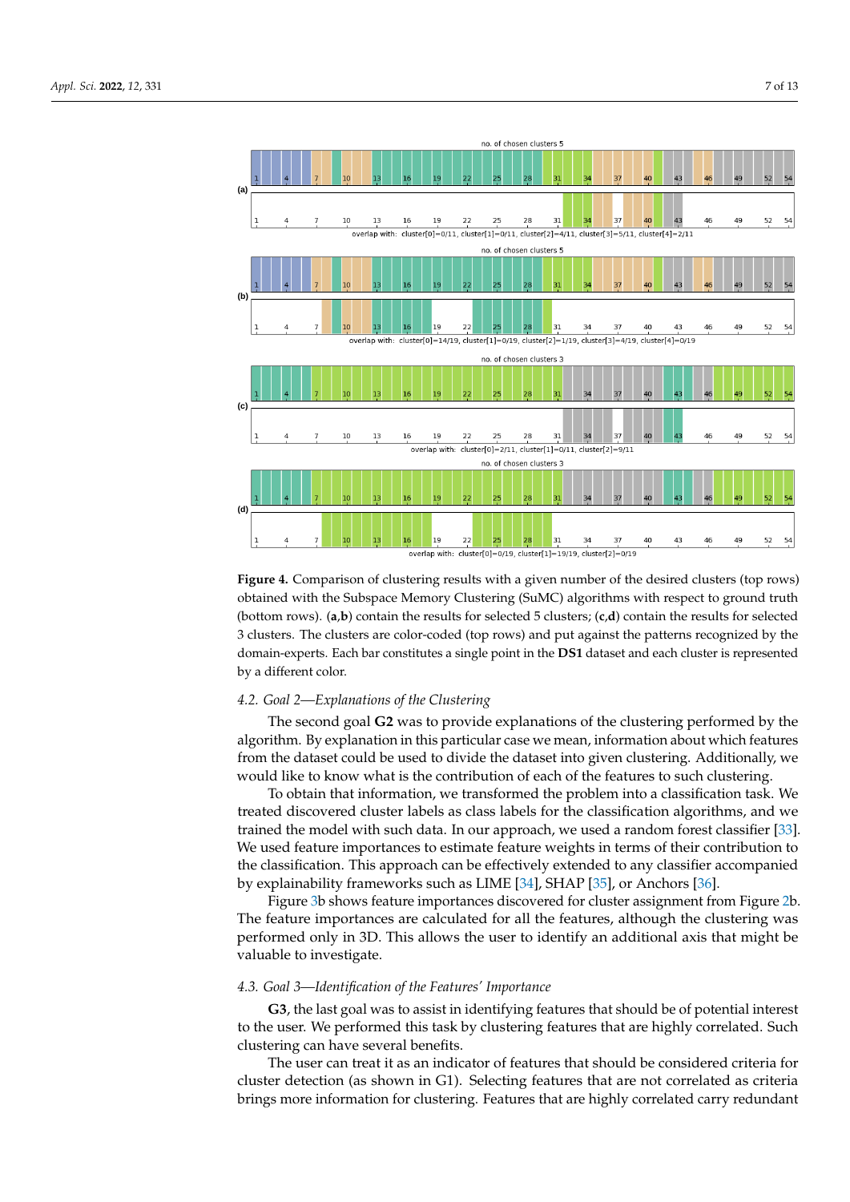**Figure 4.** Comparison of clustering results with a given number of the desired clusters (top rows) obtained with the Subspace Memory Clustering (SuMC) algorithms with respect to ground truth (bottom rows). (**a**,**b**) contain the results for selected 5 clusters; (**c**,**d**) contain the results for selected 3 clusters. The clusters are color-coded (top rows) and put against the patterns recognized by the domain-experts. Each bar constitutes a single point in the **DS1** dataset and each cluster is represented by a different color.

### 4.2. Goal 2—Explanations of the Clustering

The second goal **G2** was to provide explanations of the clustering performed by the algorithm. By explanation in this particular case we mean, information about which features from the dataset could be used to divide the dataset into given clustering. Additionally, we would like to know what is the contribution of each of the features to such clustering.

To obtain that information, we transformed the problem into a classification task. We treated discovered cluster labels as class labels for the classification algorithms, and we trained the model with such data. In our approach, we used a random forest classifier [33]. We used feature importances to estimate feature weights in terms of their contribution to the classification. This approach can be effectively extended to any classifier accompanied by explainability frameworks such as LIME [34], SHAP [35], or Anchors [36].

Figure 3b shows feature importances discovered for cluster assignment from Figure 2b. The feature importances are calculated for all the features, although the clustering was performed only in 3D. This allows the user to identify an additional axis that might be valuable to investigate.

### 4.3. Goal 3—Identification of the Features' Importance

**G3**, the last goal was to assist in identifying features that should be of potential interest to the user. We performed this task by clustering features that are highly correlated. Such clustering can have several benefits.

The user can treat it as an indicator of features that should be considered criteria for cluster detection (as shown in G1). Selecting features that are not correlated as criteria brings more information for clustering. Features that are highly correlated carry redundant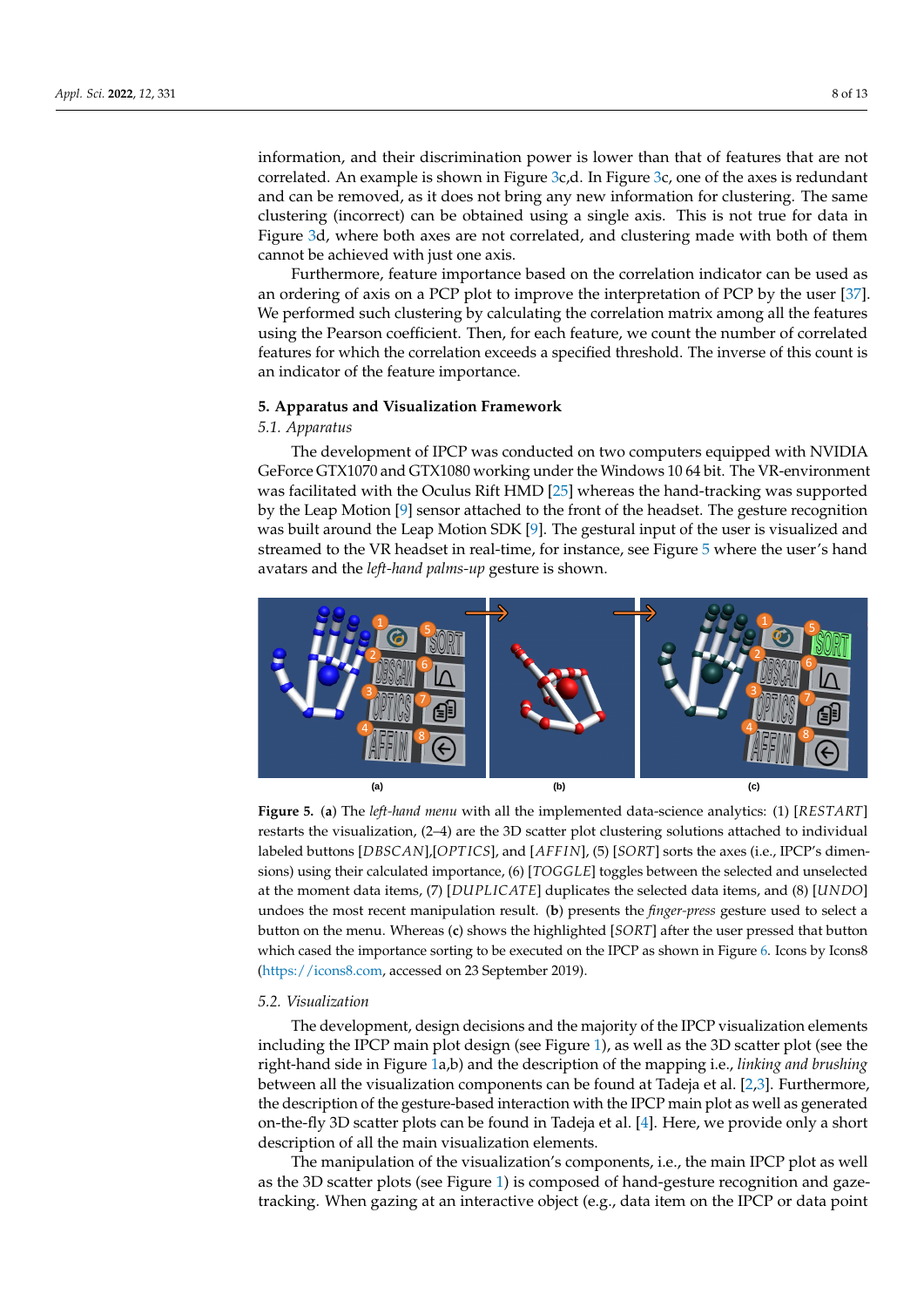information, and their discrimination power is lower than that of features that are not correlated. An example is shown in Figure 3c,d. In Figure 3c, one of the axes is redundant and can be removed, as it does not bring any new information for clustering. The same clustering (incorrect) can be obtained using a single axis. This is not true for data in Figure 3d, where both axes are not correlated, and clustering made with both of them cannot be achieved with just one axis.

Furthermore, feature importance based on the correlation indicator can be used as an ordering of axis on a PCP plot to improve the interpretation of PCP by the user [37]. We performed such clustering by calculating the correlation matrix among all the features using the Pearson coefficient. Then, for each feature, we count the number of correlated features for which the correlation exceeds a specified threshold. The inverse of this count is an indicator of the feature importance.

## 5. Apparatus and Visualization Framework

### 5.1. Apparatus

The development of IPCP was conducted on two computers equipped with NVIDIA GeForce GTX1070 and GTX1080 working under the Windows 10 64 bit. The VR-environment was facilitated with the Oculus Rift HMD [25] whereas the hand-tracking was supported by the Leap Motion [9] sensor attached to the front of the headset. The gesture recognition was built around the Leap Motion SDK [9]. The gestural input of the user is visualized and streamed to the VR headset in real-time, for instance, see Figure 5 where the user's hand avatars and the *left-hand palms-up* gesture is shown.

**Figure 5.** (**a**) The *left-hand menu* with all the implemented data-science analytics: (1) [*RESTART*] restarts the visualization, (2–4) are the 3D scatter plot clustering solutions attached to individual labeled buttons [*DBSCAN*],[*OPTICS*], and [*AFFIN*], (5) [*SORT*] sorts the axes (i.e., IPCP's dimensions) using their calculated importance, (6) [*TOGGLE*] toggles between the selected and unselected at the moment data items, (7) [*DUPLICATE*] duplicates the selected data items, and (8) [*UNDO*] undoes the most recent manipulation result. (**b**) presents the *finger-press* gesture used to select a button on the menu. Whereas (**c**) shows the highlighted [*SORT*] after the user pressed that button which cased the importance sorting to be executed on the IPCP as shown in Figure 6. Icons by Icons8 (https://icons8.com, accessed on 23 September 2019).

### 5.2. Visualization

The development, design decisions and the majority of the IPCP visualization elements including the IPCP main plot design (see Figure 1), as well as the 3D scatter plot (see the right-hand side in Figure 1a,b) and the description of the mapping i.e., *linking and brushing* between all the visualization components can be found at Tadeja et al. [2,3]. Furthermore, the description of the gesture-based interaction with the IPCP main plot as well as generated on-the-fly 3D scatter plots can be found in Tadeja et al. [4]. Here, we provide only a short description of all the main visualization elements.

The manipulation of the visualization's components, i.e., the main IPCP plot as well as the 3D scatter plots (see Figure 1) is composed of hand-gesture recognition and gaze-tracking. When gazing at an interactive object (e.g., data item on the IPCP or data point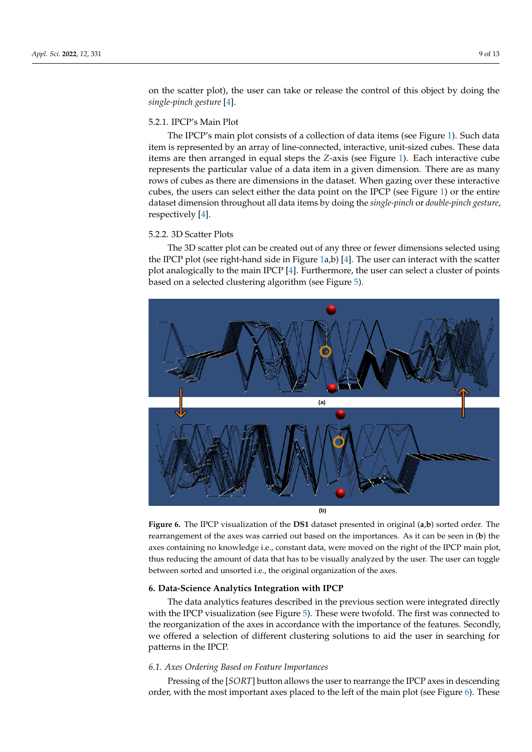on the scatter plot), the user can take or release the control of this object by doing the *single-pinch gesture* [4].

#### 5.2.1. IPCP's Main Plot

The IPCP's main plot consists of a collection of data items (see Figure 1). Such data item is represented by an array of line-connected, interactive, unit-sized cubes. These data items are then arranged in equal steps the $Z$-axis (see Figure 1). Each interactive cube represents the particular value of a data item in a given dimension. There are as many rows of cubes as there are dimensions in the dataset. When gazing over these interactive cubes, the users can select either the data point on the IPCP (see Figure 1) or the entire dataset dimension throughout all data items by doing the *single-pinch* or *double-pinch gesture*, respectively [4].

#### 5.2.2. 3D Scatter Plots

The 3D scatter plot can be created out of any three or fewer dimensions selected using the IPCP plot (see right-hand side in Figure 1a,b) [4]. The user can interact with the scatter plot analogically to the main IPCP [4]. Furthermore, the user can select a cluster of points based on a selected clustering algorithm (see Figure 5).

**Figure 6.** The IPCP visualization of the **DS1** dataset presented in original (**a**,**b**) sorted order. The rearrangement of the axes was carried out based on the importances. As it can be seen in (**b**) the axes containing no knowledge i.e., constant data, were moved on the right of the IPCP main plot, thus reducing the amount of data that has to be visually analyzed by the user. The user can toggle between sorted and unsorted i.e., the original organization of the axes.

## 6. Data-Science Analytics Integration with IPCP

The data analytics features described in the previous section were integrated directly with the IPCP visualization (see Figure 5). These were twofold. The first was connected to the reorganization of the axes in accordance with the importance of the features. Secondly, we offered a selection of different clustering solutions to aid the user in searching for patterns in the IPCP.

### *6.1. Axes Ordering Based on Feature Importances*

Pressing of the [*SORT*] button allows the user to rearrange the IPCP axes in descending order, with the most important axes placed to the left of the main plot (see Figure 6). These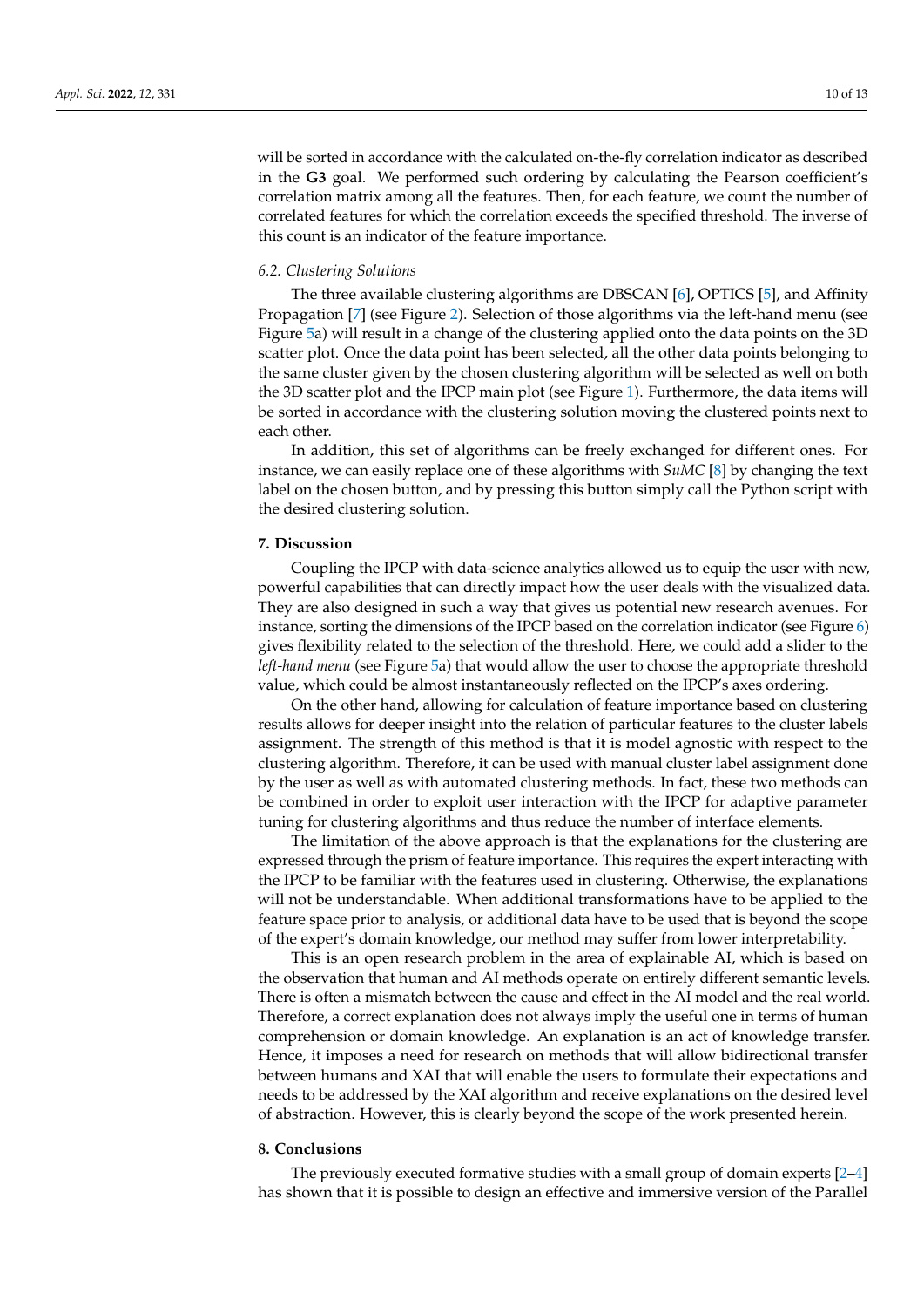will be sorted in accordance with the calculated on-the-fly correlation indicator as described in the **G3** goal. We performed such ordering by calculating the Pearson coefficient's correlation matrix among all the features. Then, for each feature, we count the number of correlated features for which the correlation exceeds the specified threshold. The inverse of this count is an indicator of the feature importance.

### *6.2. Clustering Solutions*

The three available clustering algorithms are DBSCAN [6], OPTICS [5], and Affinity Propagation [7] (see Figure 2). Selection of those algorithms via the left-hand menu (see Figure 5a) will result in a change of the clustering applied onto the data points on the 3D scatter plot. Once the data point has been selected, all the other data points belonging to the same cluster given by the chosen clustering algorithm will be selected as well on both the 3D scatter plot and the IPCP main plot (see Figure 1). Furthermore, the data items will be sorted in accordance with the clustering solution moving the clustered points next to each other.

In addition, this set of algorithms can be freely exchanged for different ones. For instance, we can easily replace one of these algorithms with *SuMC* [8] by changing the text label on the chosen button, and by pressing this button simply call the Python script with the desired clustering solution.

## **7. Discussion**

Coupling the IPCP with data-science analytics allowed us to equip the user with new, powerful capabilities that can directly impact how the user deals with the visualized data. They are also designed in such a way that gives us potential new research avenues. For instance, sorting the dimensions of the IPCP based on the correlation indicator (see Figure 6) gives flexibility related to the selection of the threshold. Here, we could add a slider to the *left-hand menu* (see Figure 5a) that would allow the user to choose the appropriate threshold value, which could be almost instantaneously reflected on the IPCP's axes ordering.

On the other hand, allowing for calculation of feature importance based on clustering results allows for deeper insight into the relation of particular features to the cluster labels assignment. The strength of this method is that it is model agnostic with respect to the clustering algorithm. Therefore, it can be used with manual cluster label assignment done by the user as well as with automated clustering methods. In fact, these two methods can be combined in order to exploit user interaction with the IPCP for adaptive parameter tuning for clustering algorithms and thus reduce the number of interface elements.

The limitation of the above approach is that the explanations for the clustering are expressed through the prism of feature importance. This requires the expert interacting with the IPCP to be familiar with the features used in clustering. Otherwise, the explanations will not be understandable. When additional transformations have to be applied to the feature space prior to analysis, or additional data have to be used that is beyond the scope of the expert's domain knowledge, our method may suffer from lower interpretability.

This is an open research problem in the area of explainable AI, which is based on the observation that human and AI methods operate on entirely different semantic levels. There is often a mismatch between the cause and effect in the AI model and the real world. Therefore, a correct explanation does not always imply the useful one in terms of human comprehension or domain knowledge. An explanation is an act of knowledge transfer. Hence, it imposes a need for research on methods that will allow bidirectional transfer between humans and XAI that will enable the users to formulate their expectations and needs to be addressed by the XAI algorithm and receive explanations on the desired level of abstraction. However, this is clearly beyond the scope of the work presented herein.

## **8. Conclusions**

The previously executed formative studies with a small group of domain experts [2–4] has shown that it is possible to design an effective and immersive version of the Parallel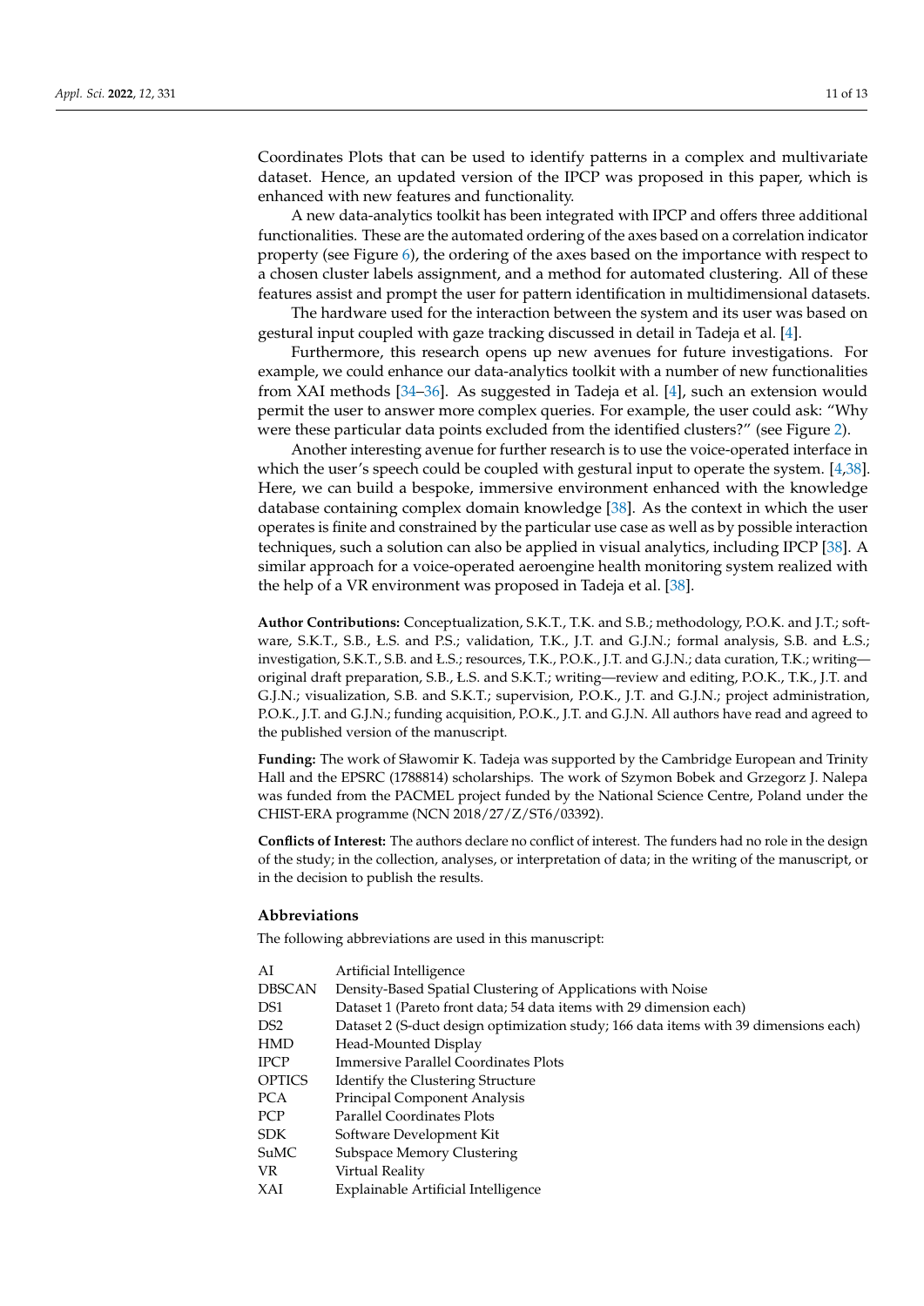Coordinates Plots that can be used to identify patterns in a complex and multivariate dataset. Hence, an updated version of the IPCP was proposed in this paper, which is enhanced with new features and functionality.

A new data-analytics toolkit has been integrated with IPCP and offers three additional functionalities. These are the automated ordering of the axes based on a correlation indicator property (see Figure 6), the ordering of the axes based on the importance with respect to a chosen cluster labels assignment, and a method for automated clustering. All of these features assist and prompt the user for pattern identification in multidimensional datasets.

The hardware used for the interaction between the system and its user was based on gestural input coupled with gaze tracking discussed in detail in Tadeja et al. [4].

Furthermore, this research opens up new avenues for future investigations. For example, we could enhance our data-analytics toolkit with a number of new functionalities from XAI methods [34–36]. As suggested in Tadeja et al. [4], such an extension would permit the user to answer more complex queries. For example, the user could ask: "Why were these particular data points excluded from the identified clusters?" (see Figure 2).

Another interesting avenue for further research is to use the voice-operated interface in which the user's speech could be coupled with gestural input to operate the system. [4,38]. Here, we can build a bespoke, immersive environment enhanced with the knowledge database containing complex domain knowledge [38]. As the context in which the user operates is finite and constrained by the particular use case as well as by possible interaction techniques, such a solution can also be applied in visual analytics, including IPCP [38]. A similar approach for a voice-operated aeroengine health monitoring system realized with the help of a VR environment was proposed in Tadeja et al. [38].

**Author Contributions:** Conceptualization, S.K.T., T.K. and S.B.; methodology, P.O.K. and J.T.; software, S.K.T., S.B., Ł.S. and P.S.; validation, T.K., J.T. and G.J.N.; formal analysis, S.B. and Ł.S.; investigation, S.K.T., S.B. and Ł.S.; resources, T.K., P.O.K., J.T. and G.J.N.; data curation, T.K.; writing—original draft preparation, S.B., Ł.S. and S.K.T.; writing—review and editing, P.O.K., T.K., J.T. and G.J.N.; visualization, S.B. and S.K.T.; supervision, P.O.K., J.T. and G.J.N.; project administration, P.O.K., J.T. and G.J.N.; funding acquisition, P.O.K., J.T. and G.J.N. All authors have read and agreed to the published version of the manuscript.

**Funding:** The work of Sławomir K. Tadeja was supported by the Cambridge European and Trinity Hall and the EPSRC (1788814) scholarships. The work of Szymon Bobek and Grzegorz J. Nalepa was funded from the PACMEL project funded by the National Science Centre, Poland under the CHIST-ERA programme (NCN 2018/27/Z/ST6/03392).

**Conflicts of Interest:** The authors declare no conflict of interest. The funders had no role in the design of the study; in the collection, analyses, or interpretation of data; in the writing of the manuscript, or in the decision to publish the results.

## Abbreviations

The following abbreviations are used in this manuscript:

| | |
|---|---|
| AI | Artificial Intelligence |
| DBSCAN | Density-Based Spatial Clustering of Applications with Noise |
| DS1 | Dataset 1 (Pareto front data; 54 data items with 29 dimension each) |
| DS2 | Dataset 2 (S-duct design optimization study; 166 data items with 39 dimensions each) |
| HMD | Head-Mounted Display |
| IPCP | Immersive Parallel Coordinates Plots |
| OPTICS | Identify the Clustering Structure |
| PCA | Principal Component Analysis |
| PCP | Parallel Coordinates Plots |
| SDK | Software Development Kit |
| SuMC | Subspace Memory Clustering |
| VR | Virtual Reality |
| XAI | Explainable Artificial Intelligence |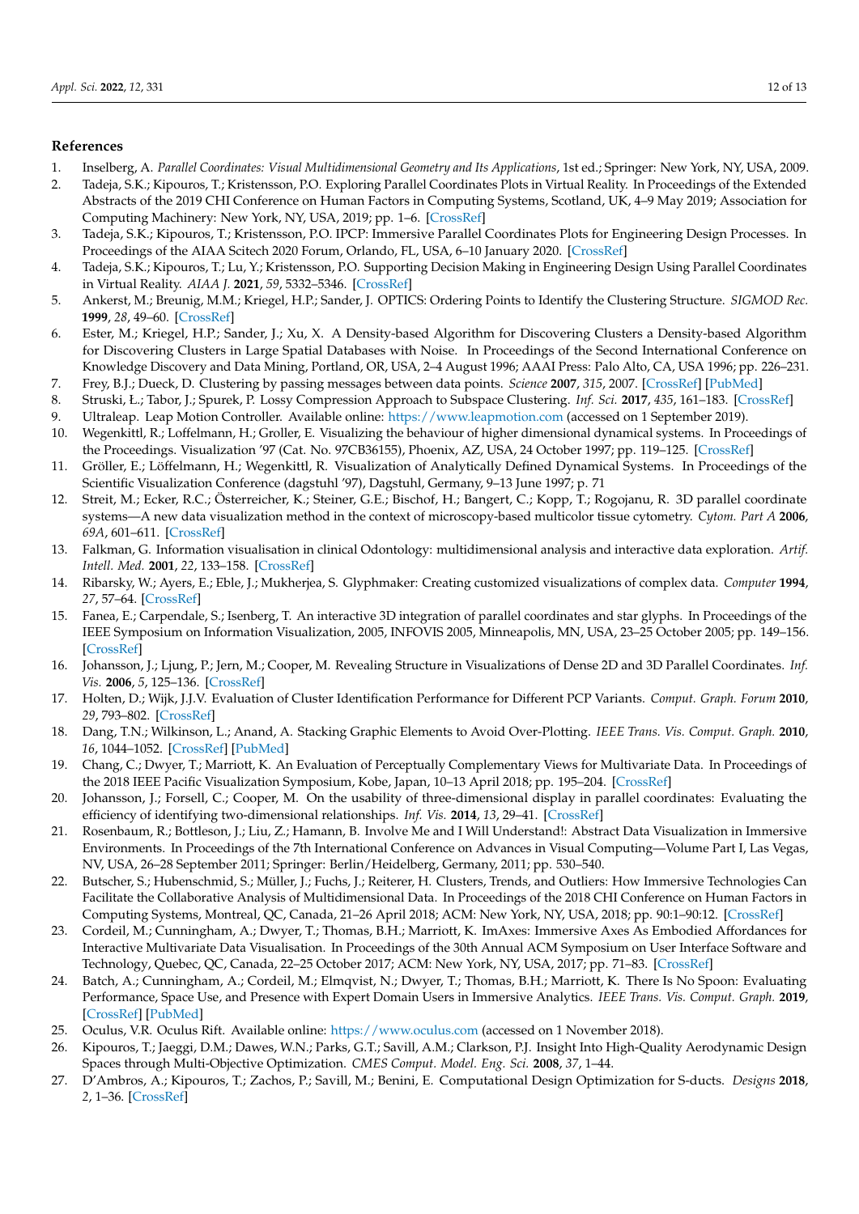## References

1. Inselberg, A. *Parallel Coordinates: Visual Multidimensional Geometry and Its Applications*, 1st ed.; Springer: New York, NY, USA, 2009.
2. Tadeja, S.K.; Kipouros, T.; Kristensson, P.O. Exploring Parallel Coordinates Plots in Virtual Reality. In Proceedings of the Extended Abstracts of the 2019 CHI Conference on Human Factors in Computing Systems, Scotland, UK, 4–9 May 2019; Association for Computing Machinery: New York, NY, USA, 2019; pp. 1–6. [CrossRef]
3. Tadeja, S.K.; Kipouros, T.; Kristensson, P.O. IPCP: Immersive Parallel Coordinates Plots for Engineering Design Processes. In Proceedings of the AIAA Scitech 2020 Forum, Orlando, FL, USA, 6–10 January 2020. [CrossRef]
4. Tadeja, S.K.; Kipouros, T.; Lu, Y.; Kristensson, P.O. Supporting Decision Making in Engineering Design Using Parallel Coordinates in Virtual Reality. *AIAA J.* **2021**, *59*, 5332–5346. [CrossRef]
5. Ankerst, M.; Breunig, M.M.; Kriegel, H.P.; Sander, J. OPTICS: Ordering Points to Identify the Clustering Structure. *SIGMOD Rec.* **1999**, *28*, 49–60. [CrossRef]
6. Ester, M.; Kriegel, H.P.; Sander, J.; Xu, X. A Density-based Algorithm for Discovering Clusters a Density-based Algorithm for Discovering Clusters in Large Spatial Databases with Noise. In Proceedings of the Second International Conference on Knowledge Discovery and Data Mining, Portland, OR, USA, 2–4 August 1996; AAAI Press: Palo Alto, CA, USA 1996; pp. 226–231.
7. Frey, B.J.; Dueck, D. Clustering by passing messages between data points. *Science* **2007**, *315*, 2007. [CrossRef] [PubMed]
8. Struski, Ł.; Tabor, J.; Spurek, P. Lossy Compression Approach to Subspace Clustering. *Inf. Sci.* **2017**, *435*, 161–183. [CrossRef]
9. Ultraleap. Leap Motion Controller. Available online: https://www.leapmotion.com (accessed on 1 September 2019).
10. Wegenkittl, R.; Loffelmann, H.; Groller, E. Visualizing the behaviour of higher dimensional dynamical systems. In Proceedings of the Proceedings. Visualization '97 (Cat. No. 97CB36155), Phoenix, AZ, USA, 24 October 1997; pp. 119–125. [CrossRef]
11. Gröller, E.; Löffelmann, H.; Wegenkittl, R. Visualization of Analytically Defined Dynamical Systems. In Proceedings of the Scientific Visualization Conference (dagstuhl '97), Dagstuhl, Germany, 9–13 June 1997; p. 71
12. Streit, M.; Ecker, R.C.; Österreicher, K.; Steiner, G.E.; Bischof, H.; Bangert, C.; Kopp, T.; Rogojanu, R. 3D parallel coordinate systems—A new data visualization method in the context of microscopy-based multicolor tissue cytometry. *Cytom. Part A* **2006**, *69A*, 601–611. [CrossRef]
13. Falkman, G. Information visualisation in clinical Odontology: multidimensional analysis and interactive data exploration. *Artif. Intell. Med.* **2001**, *22*, 133–158. [CrossRef]
14. Ribarsky, W.; Ayers, E.; Eble, J.; Mukherjea, S. Glyphmaker: Creating customized visualizations of complex data. *Computer* **1994**, *27*, 57–64. [CrossRef]
15. Fanea, E.; Carpendale, S.; Isenberg, T. An interactive 3D integration of parallel coordinates and star glyphs. In Proceedings of the IEEE Symposium on Information Visualization, 2005, INFOVIS 2005, Minneapolis, MN, USA, 23–25 October 2005; pp. 149–156. [CrossRef]
16. Johansson, J.; Ljung, P.; Jern, M.; Cooper, M. Revealing Structure in Visualizations of Dense 2D and 3D Parallel Coordinates. *Inf. Vis.* **2006**, *5*, 125–136. [CrossRef]
17. Holten, D.; Wijk, J.J.V. Evaluation of Cluster Identification Performance for Different PCP Variants. *Comput. Graph. Forum* **2010**, *29*, 793–802. [CrossRef]
18. Dang, T.N.; Wilkinson, L.; Anand, A. Stacking Graphic Elements to Avoid Over-Plotting. *IEEE Trans. Vis. Comput. Graph.* **2010**, *16*, 1044–1052. [CrossRef] [PubMed]
19. Chang, C.; Dwyer, T.; Marriott, K. An Evaluation of Perceptually Complementary Views for Multivariate Data. In Proceedings of the 2018 IEEE Pacific Visualization Symposium, Kobe, Japan, 10–13 April 2018; pp. 195–204. [CrossRef]
20. Johansson, J.; Forsell, C.; Cooper, M. On the usability of three-dimensional display in parallel coordinates: Evaluating the efficiency of identifying two-dimensional relationships. *Inf. Vis.* **2014**, *13*, 29–41. [CrossRef]
21. Rosenbaum, R.; Bottleson, J.; Liu, Z.; Hamann, B. Involve Me and I Will Understand!: Abstract Data Visualization in Immersive Environments. In Proceedings of the 7th International Conference on Advances in Visual Computing—Volume Part I, Las Vegas, NV, USA, 26–28 September 2011; Springer: Berlin/Heidelberg, Germany, 2011; pp. 530–540.
22. Butscher, S.; Hubenschmid, S.; Müller, J.; Fuchs, J.; Reiterer, H. Clusters, Trends, and Outliers: How Immersive Technologies Can Facilitate the Collaborative Analysis of Multidimensional Data. In Proceedings of the 2018 CHI Conference on Human Factors in Computing Systems, Montreal, QC, Canada, 21–26 April 2018; ACM: New York, NY, USA, 2018; pp. 90:1–90:12. [CrossRef]
23. Cordeil, M.; Cunningham, A.; Dwyer, T.; Thomas, B.H.; Marriott, K. ImAxes: Immersive Axes As Embodied Affordances for Interactive Multivariate Data Visualisation. In Proceedings of the 30th Annual ACM Symposium on User Interface Software and Technology, Quebec, QC, Canada, 22–25 October 2017; ACM: New York, NY, USA, 2017; pp. 71–83. [CrossRef]
24. Batch, A.; Cunningham, A.; Cordeil, M.; Elmqvist, N.; Dwyer, T.; Thomas, B.H.; Marriott, K. There Is No Spoon: Evaluating Performance, Space Use, and Presence with Expert Domain Users in Immersive Analytics. *IEEE Trans. Vis. Comput. Graph.* **2019**, [CrossRef] [PubMed]
25. Oculus, V.R. Oculus Rift. Available online: https://www.oculus.com (accessed on 1 November 2018).
26. Kipouros, T.; Jaeggi, D.M.; Dawes, W.N.; Parks, G.T.; Savill, A.M.; Clarkson, P.J. Insight Into High-Quality Aerodynamic Design Spaces through Multi-Objective Optimization. *CMES Comput. Model. Eng. Sci.* **2008**, *37*, 1–44.
27. D'Ambros, A.; Kipouros, T.; Zachos, P.; Savill, M.; Benini, E. Computational Design Optimization for S-ducts. *Designs* **2018**, *2*, 1–36. [CrossRef]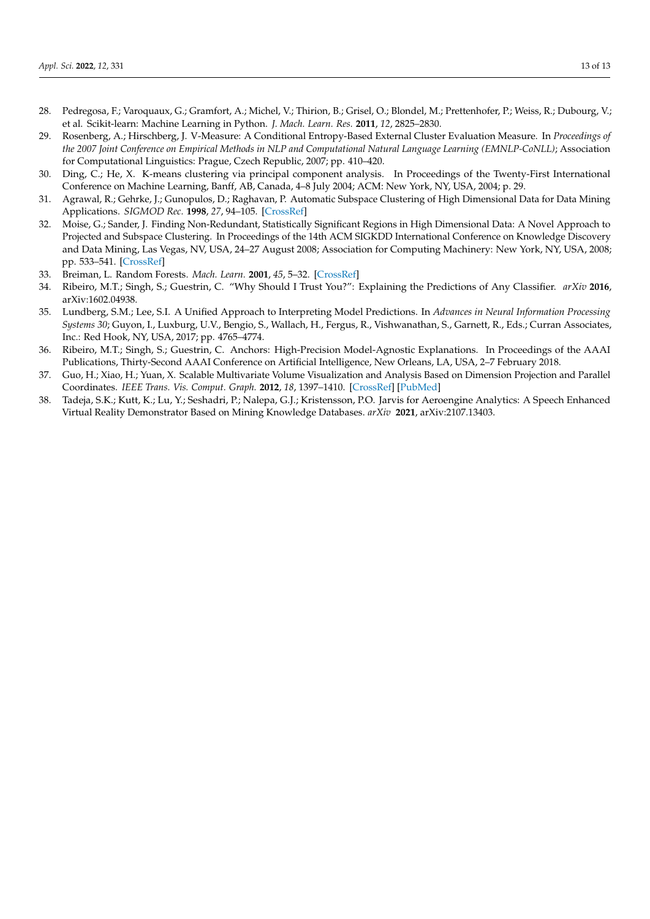28. Pedregosa, F.; Varoquaux, G.; Gramfort, A.; Michel, V.; Thirion, B.; Grisel, O.; Blondel, M.; Prettenhofer, P.; Weiss, R.; Dubourg, V.; et al. Scikit-learn: Machine Learning in Python. *J. Mach. Learn. Res.* **2011**, *12*, 2825–2830.
29. Rosenberg, A.; Hirschberg, J. V-Measure: A Conditional Entropy-Based External Cluster Evaluation Measure. In *Proceedings of the 2007 Joint Conference on Empirical Methods in NLP and Computational Natural Language Learning (EMNLP-CoNLL)*; Association for Computational Linguistics: Prague, Czech Republic, 2007; pp. 410–420.
30. Ding, C.; He, X. K-means clustering via principal component analysis. In Proceedings of the Twenty-First International Conference on Machine Learning, Banff, AB, Canada, 4–8 July 2004; ACM: New York, NY, USA, 2004; p. 29.
31. Agrawal, R.; Gehrke, J.; Gunopulos, D.; Raghavan, P. Automatic Subspace Clustering of High Dimensional Data for Data Mining Applications. *SIGMOD Rec.* **1998**, *27*, 94–105. [CrossRef]
32. Moise, G.; Sander, J. Finding Non-Redundant, Statistically Significant Regions in High Dimensional Data: A Novel Approach to Projected and Subspace Clustering. In Proceedings of the 14th ACM SIGKDD International Conference on Knowledge Discovery and Data Mining, Las Vegas, NV, USA, 24–27 August 2008; Association for Computing Machinery: New York, NY, USA, 2008; pp. 533–541. [CrossRef]
33. Breiman, L. Random Forests. *Mach. Learn.* **2001**, *45*, 5–32. [CrossRef]
34. Ribeiro, M.T.; Singh, S.; Guestrin, C. "Why Should I Trust You?": Explaining the Predictions of Any Classifier. *arXiv* **2016**, arXiv:1602.04938.
35. Lundberg, S.M.; Lee, S.I. A Unified Approach to Interpreting Model Predictions. In *Advances in Neural Information Processing Systems 30*; Guyon, I., Luxburg, U.V., Bengio, S., Wallach, H., Fergus, R., Vishwanathan, S., Garnett, R., Eds.; Curran Associates, Inc.: Red Hook, NY, USA, 2017; pp. 4765–4774.
36. Ribeiro, M.T.; Singh, S.; Guestrin, C. Anchors: High-Precision Model-Agnostic Explanations. In Proceedings of the AAAI Publications, Thirty-Second AAAI Conference on Artificial Intelligence, New Orleans, LA, USA, 2–7 February 2018.
37. Guo, H.; Xiao, H.; Yuan, X. Scalable Multivariate Volume Visualization and Analysis Based on Dimension Projection and Parallel Coordinates. *IEEE Trans. Vis. Comput. Graph.* **2012**, *18*, 1397–1410. [CrossRef] [PubMed]
38. Tadeja, S.K.; Kutt, K.; Lu, Y.; Seshadri, P.; Nalepa, G.J.; Kristensson, P.O. Jarvis for Aeroengine Analytics: A Speech Enhanced Virtual Reality Demonstrator Based on Mining Knowledge Databases. *arXiv* **2021**, arXiv:2107.13403.